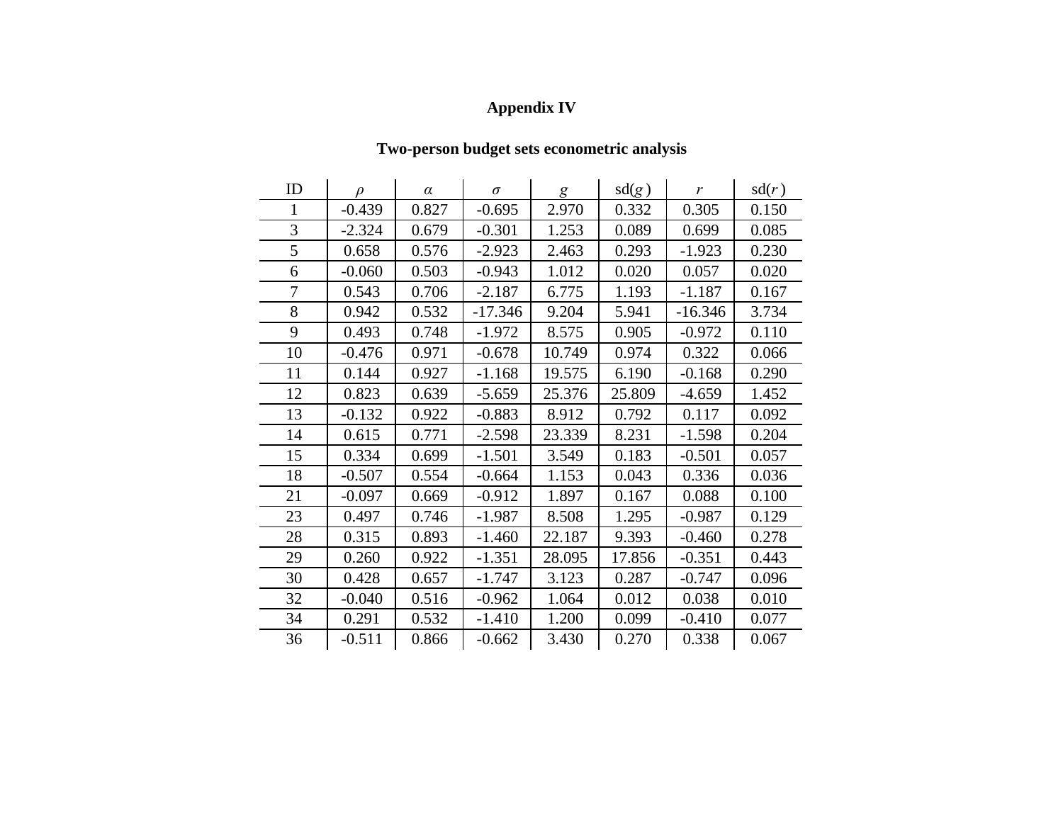# Appendix IV

## Two-person budget sets econometric analysis

| ID | $\rho$ | $\alpha$ | $\sigma$ | $g$ | sd($g$) | $r$ | sd($r$) |
|---|---|---|---|---|---|---|---|
| 1 | -0.439 | 0.827 | -0.695 | 2.970 | 0.332 | 0.305 | 0.150 |
| 3 | -2.324 | 0.679 | -0.301 | 1.253 | 0.089 | 0.699 | 0.085 |
| 5 | 0.658 | 0.576 | -2.923 | 2.463 | 0.293 | -1.923 | 0.230 |
| 6 | -0.060 | 0.503 | -0.943 | 1.012 | 0.020 | 0.057 | 0.020 |
| 7 | 0.543 | 0.706 | -2.187 | 6.775 | 1.193 | -1.187 | 0.167 |
| 8 | 0.942 | 0.532 | -17.346 | 9.204 | 5.941 | -16.346 | 3.734 |
| 9 | 0.493 | 0.748 | -1.972 | 8.575 | 0.905 | -0.972 | 0.110 |
| 10 | -0.476 | 0.971 | -0.678 | 10.749 | 0.974 | 0.322 | 0.066 |
| 11 | 0.144 | 0.927 | -1.168 | 19.575 | 6.190 | -0.168 | 0.290 |
| 12 | 0.823 | 0.639 | -5.659 | 25.376 | 25.809 | -4.659 | 1.452 |
| 13 | -0.132 | 0.922 | -0.883 | 8.912 | 0.792 | 0.117 | 0.092 |
| 14 | 0.615 | 0.771 | -2.598 | 23.339 | 8.231 | -1.598 | 0.204 |
| 15 | 0.334 | 0.699 | -1.501 | 3.549 | 0.183 | -0.501 | 0.057 |
| 18 | -0.507 | 0.554 | -0.664 | 1.153 | 0.043 | 0.336 | 0.036 |
| 21 | -0.097 | 0.669 | -0.912 | 1.897 | 0.167 | 0.088 | 0.100 |
| 23 | 0.497 | 0.746 | -1.987 | 8.508 | 1.295 | -0.987 | 0.129 |
| 28 | 0.315 | 0.893 | -1.460 | 22.187 | 9.393 | -0.460 | 0.278 |
| 29 | 0.260 | 0.922 | -1.351 | 28.095 | 17.856 | -0.351 | 0.443 |
| 30 | 0.428 | 0.657 | -1.747 | 3.123 | 0.287 | -0.747 | 0.096 |
| 32 | -0.040 | 0.516 | -0.962 | 1.064 | 0.012 | 0.038 | 0.010 |
| 34 | 0.291 | 0.532 | -1.410 | 1.200 | 0.099 | -0.410 | 0.077 |
| 36 | -0.511 | 0.866 | -0.662 | 3.430 | 0.270 | 0.338 | 0.067 |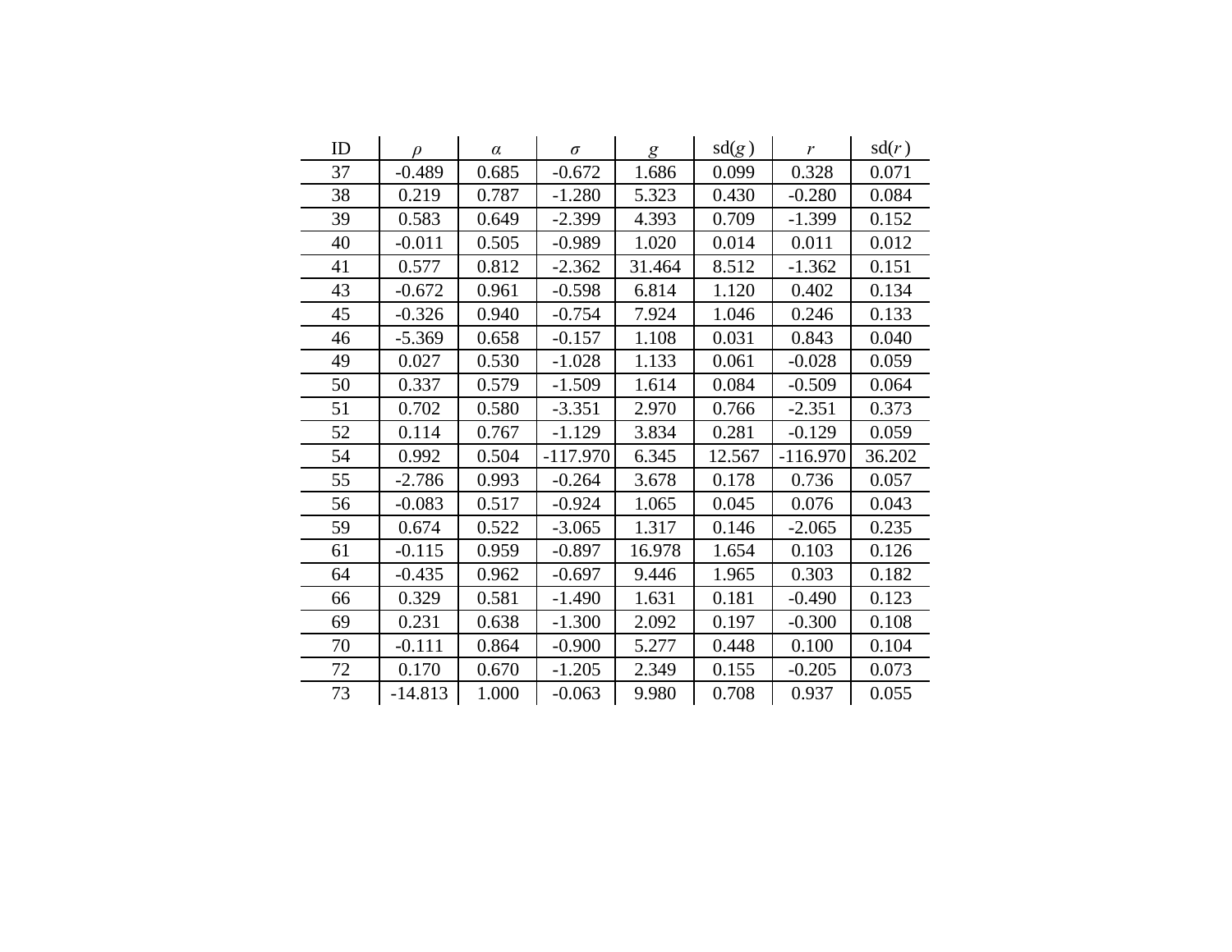| ID | $\rho$ | $\alpha$ | $\sigma$ | $g$ | sd($g$) | $r$ | sd($r$) |
|---|---|---|---|---|---|---|---|
| 37 | -0.489 | 0.685 | -0.672 | 1.686 | 0.099 | 0.328 | 0.071 |
| 38 | 0.219 | 0.787 | -1.280 | 5.323 | 0.430 | -0.280 | 0.084 |
| 39 | 0.583 | 0.649 | -2.399 | 4.393 | 0.709 | -1.399 | 0.152 |
| 40 | -0.011 | 0.505 | -0.989 | 1.020 | 0.014 | 0.011 | 0.012 |
| 41 | 0.577 | 0.812 | -2.362 | 31.464 | 8.512 | -1.362 | 0.151 |
| 43 | -0.672 | 0.961 | -0.598 | 6.814 | 1.120 | 0.402 | 0.134 |
| 45 | -0.326 | 0.940 | -0.754 | 7.924 | 1.046 | 0.246 | 0.133 |
| 46 | -5.369 | 0.658 | -0.157 | 1.108 | 0.031 | 0.843 | 0.040 |
| 49 | 0.027 | 0.530 | -1.028 | 1.133 | 0.061 | -0.028 | 0.059 |
| 50 | 0.337 | 0.579 | -1.509 | 1.614 | 0.084 | -0.509 | 0.064 |
| 51 | 0.702 | 0.580 | -3.351 | 2.970 | 0.766 | -2.351 | 0.373 |
| 52 | 0.114 | 0.767 | -1.129 | 3.834 | 0.281 | -0.129 | 0.059 |
| 54 | 0.992 | 0.504 | -117.970 | 6.345 | 12.567 | -116.970 | 36.202 |
| 55 | -2.786 | 0.993 | -0.264 | 3.678 | 0.178 | 0.736 | 0.057 |
| 56 | -0.083 | 0.517 | -0.924 | 1.065 | 0.045 | 0.076 | 0.043 |
| 59 | 0.674 | 0.522 | -3.065 | 1.317 | 0.146 | -2.065 | 0.235 |
| 61 | -0.115 | 0.959 | -0.897 | 16.978 | 1.654 | 0.103 | 0.126 |
| 64 | -0.435 | 0.962 | -0.697 | 9.446 | 1.965 | 0.303 | 0.182 |
| 66 | 0.329 | 0.581 | -1.490 | 1.631 | 0.181 | -0.490 | 0.123 |
| 69 | 0.231 | 0.638 | -1.300 | 2.092 | 0.197 | -0.300 | 0.108 |
| 70 | -0.111 | 0.864 | -0.900 | 5.277 | 0.448 | 0.100 | 0.104 |
| 72 | 0.170 | 0.670 | -1.205 | 2.349 | 0.155 | -0.205 | 0.073 |
| 73 | -14.813 | 1.000 | -0.063 | 9.980 | 0.708 | 0.937 | 0.055 |